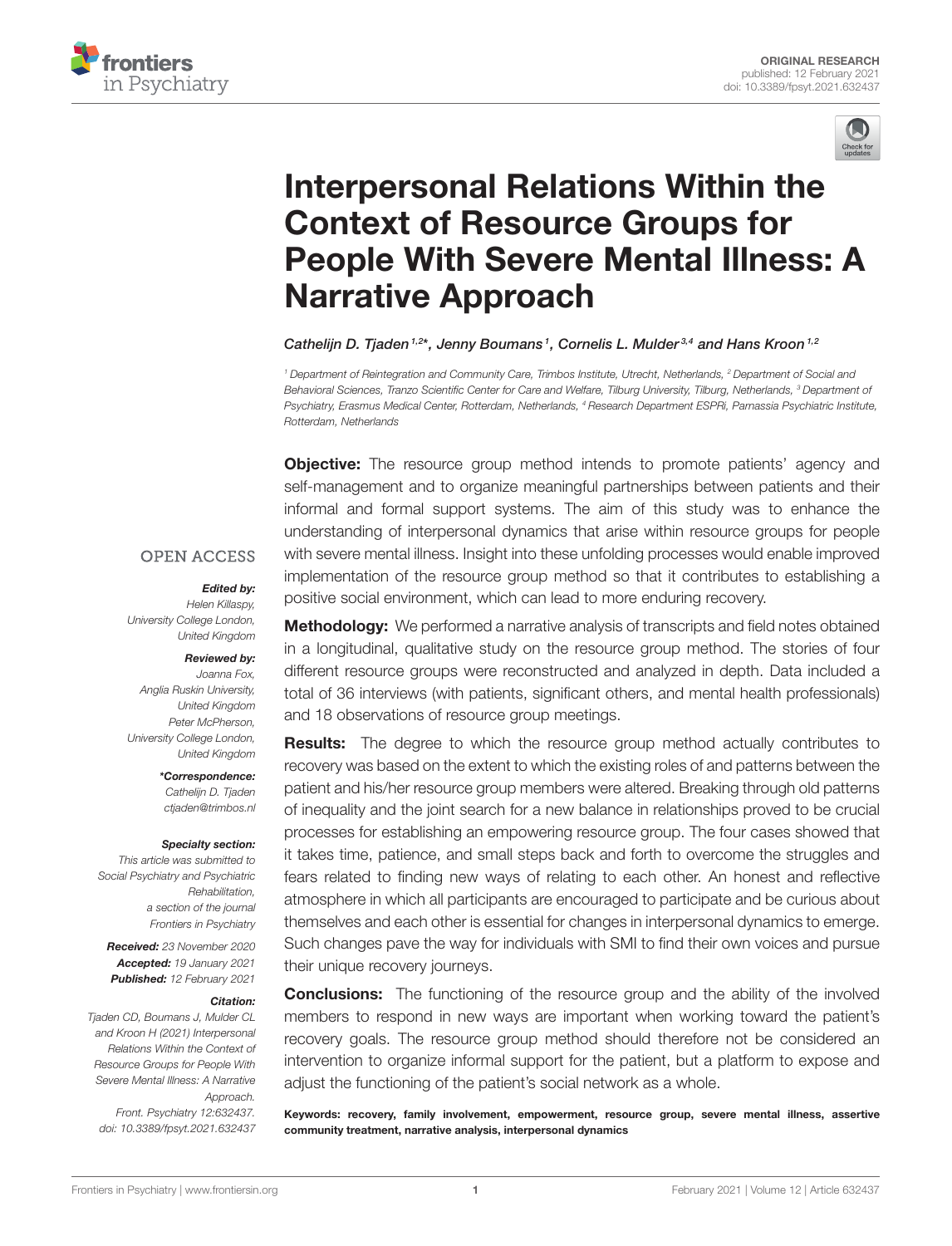ORIGINAL RESEARCH
published: 12 February 2021
doi: 10.3389/fpsyt.2021.632437

# Interpersonal Relations Within the Context of Resource Groups for People With Severe Mental Illness: A Narrative Approach

Cathelijn D. Tjaden[1,2]*, Jenny Boumans[1], Cornelis L. Mulder[3,4] and Hans Kroon[1,2]

[1] Department of Reintegration and Community Care, Trimbos Institute, Utrecht, Netherlands, [2] Department of Social and Behavioral Sciences, Tranzo Scientific Center for Care and Welfare, Tilburg University, Tilburg, Netherlands, [3] Department of Psychiatry, Erasmus Medical Center, Rotterdam, Netherlands, [4] Research Department ESPRi, Parnassia Psychiatric Institute, Rotterdam, Netherlands

OPEN ACCESS

***Edited by:***
*Helen Killaspy,*
*University College London,*
*United Kingdom*

***Reviewed by:***
*Joanna Fox,*
*Anglia Ruskin University,*
*United Kingdom*
*Peter McPherson,*
*University College London,*
*United Kingdom*

***\*Correspondence:***
*Cathelijn D. Tjaden*
*ctjaden@trimbos.nl*

***Specialty section:***
*This article was submitted to Social Psychiatry and Psychiatric Rehabilitation, a section of the journal Frontiers in Psychiatry*

***Received:*** *23 November 2020*
***Accepted:*** *19 January 2021*
***Published:*** *12 February 2021*

***Citation:***
*Tjaden CD, Boumans J, Mulder CL and Kroon H (2021) Interpersonal Relations Within the Context of Resource Groups for People With Severe Mental Illness: A Narrative Approach. Front. Psychiatry 12:632437. doi: 10.3389/fpsyt.2021.632437*

**Objective:** The resource group method intends to promote patients' agency and self-management and to organize meaningful partnerships between patients and their informal and formal support systems. The aim of this study was to enhance the understanding of interpersonal dynamics that arise within resource groups for people with severe mental illness. Insight into these unfolding processes would enable improved implementation of the resource group method so that it contributes to establishing a positive social environment, which can lead to more enduring recovery.

**Methodology:** We performed a narrative analysis of transcripts and field notes obtained in a longitudinal, qualitative study on the resource group method. The stories of four different resource groups were reconstructed and analyzed in depth. Data included a total of 36 interviews (with patients, significant others, and mental health professionals) and 18 observations of resource group meetings.

**Results:** The degree to which the resource group method actually contributes to recovery was based on the extent to which the existing roles of and patterns between the patient and his/her resource group members were altered. Breaking through old patterns of inequality and the joint search for a new balance in relationships proved to be crucial processes for establishing an empowering resource group. The four cases showed that it takes time, patience, and small steps back and forth to overcome the struggles and fears related to finding new ways of relating to each other. An honest and reflective atmosphere in which all participants are encouraged to participate and be curious about themselves and each other is essential for changes in interpersonal dynamics to emerge. Such changes pave the way for individuals with SMI to find their own voices and pursue their unique recovery journeys.

**Conclusions:** The functioning of the resource group and the ability of the involved members to respond in new ways are important when working toward the patient's recovery goals. The resource group method should therefore not be considered an intervention to organize informal support for the patient, but a platform to expose and adjust the functioning of the patient's social network as a whole.

**Keywords: recovery, family involvement, empowerment, resource group, severe mental illness, assertive community treatment, narrative analysis, interpersonal dynamics**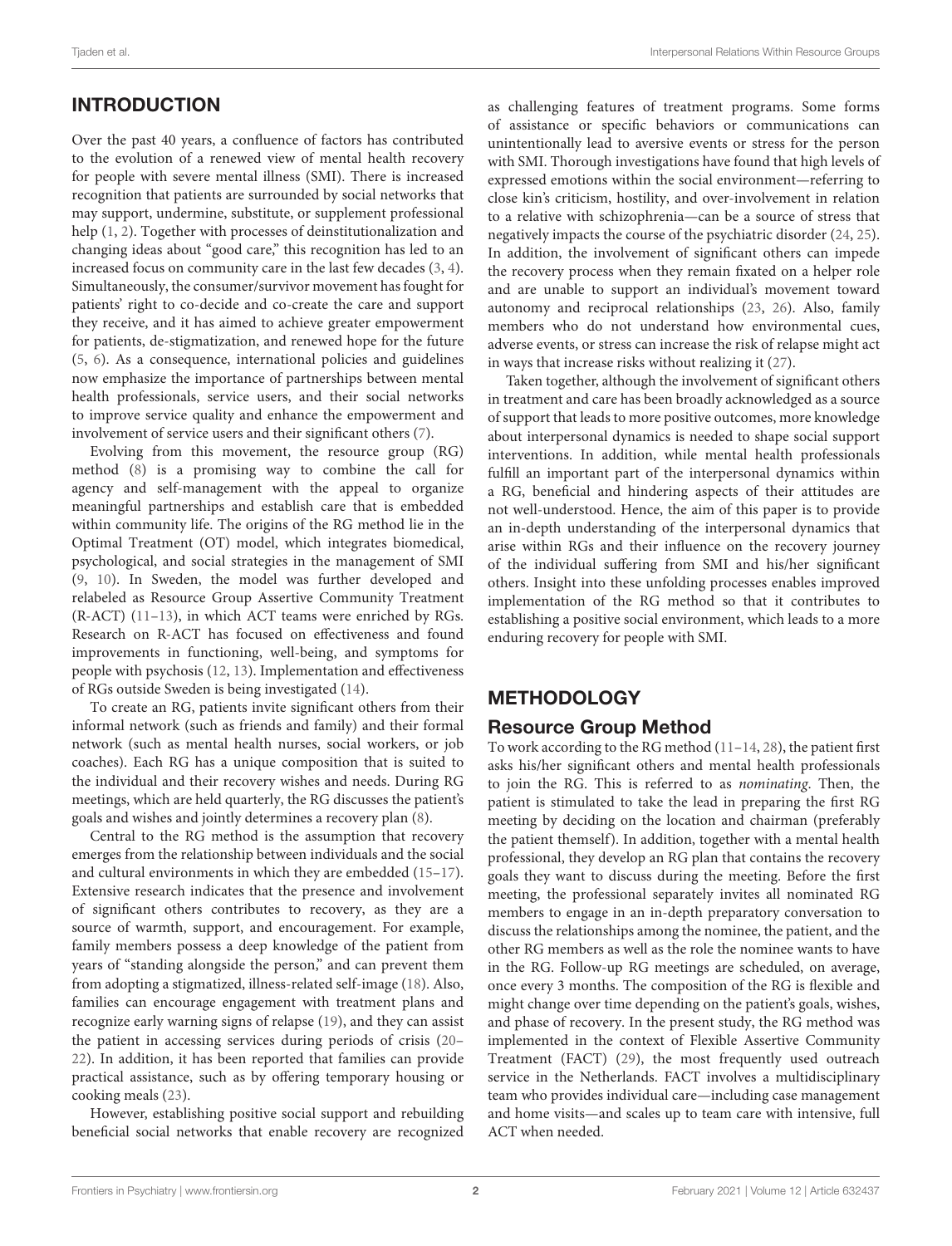## INTRODUCTION

Over the past 40 years, a confluence of factors has contributed to the evolution of a renewed view of mental health recovery for people with severe mental illness (SMI). There is increased recognition that patients are surrounded by social networks that may support, undermine, substitute, or supplement professional help (1, 2). Together with processes of deinstitutionalization and changing ideas about "good care," this recognition has led to an increased focus on community care in the last few decades (3, 4). Simultaneously, the consumer/survivor movement has fought for patients' right to co-decide and co-create the care and support they receive, and it has aimed to achieve greater empowerment for patients, de-stigmatization, and renewed hope for the future (5, 6). As a consequence, international policies and guidelines now emphasize the importance of partnerships between mental health professionals, service users, and their social networks to improve service quality and enhance the empowerment and involvement of service users and their significant others (7).

Evolving from this movement, the resource group (RG) method (8) is a promising way to combine the call for agency and self-management with the appeal to organize meaningful partnerships and establish care that is embedded within community life. The origins of the RG method lie in the Optimal Treatment (OT) model, which integrates biomedical, psychological, and social strategies in the management of SMI (9, 10). In Sweden, the model was further developed and relabeled as Resource Group Assertive Community Treatment (R-ACT) (11–13), in which ACT teams were enriched by RGs. Research on R-ACT has focused on effectiveness and found improvements in functioning, well-being, and symptoms for people with psychosis (12, 13). Implementation and effectiveness of RGs outside Sweden is being investigated (14).

To create an RG, patients invite significant others from their informal network (such as friends and family) and their formal network (such as mental health nurses, social workers, or job coaches). Each RG has a unique composition that is suited to the individual and their recovery wishes and needs. During RG meetings, which are held quarterly, the RG discusses the patient's goals and wishes and jointly determines a recovery plan (8).

Central to the RG method is the assumption that recovery emerges from the relationship between individuals and the social and cultural environments in which they are embedded (15–17). Extensive research indicates that the presence and involvement of significant others contributes to recovery, as they are a source of warmth, support, and encouragement. For example, family members possess a deep knowledge of the patient from years of "standing alongside the person," and can prevent them from adopting a stigmatized, illness-related self-image (18). Also, families can encourage engagement with treatment plans and recognize early warning signs of relapse (19), and they can assist the patient in accessing services during periods of crisis (20–22). In addition, it has been reported that families can provide practical assistance, such as by offering temporary housing or cooking meals (23).

However, establishing positive social support and rebuilding beneficial social networks that enable recovery are recognized as challenging features of treatment programs. Some forms of assistance or specific behaviors or communications can unintentionally lead to aversive events or stress for the person with SMI. Thorough investigations have found that high levels of expressed emotions within the social environment—referring to close kin's criticism, hostility, and over-involvement in relation to a relative with schizophrenia—can be a source of stress that negatively impacts the course of the psychiatric disorder (24, 25). In addition, the involvement of significant others can impede the recovery process when they remain fixated on a helper role and are unable to support an individual's movement toward autonomy and reciprocal relationships (23, 26). Also, family members who do not understand how environmental cues, adverse events, or stress can increase the risk of relapse might act in ways that increase risks without realizing it (27).

Taken together, although the involvement of significant others in treatment and care has been broadly acknowledged as a source of support that leads to more positive outcomes, more knowledge about interpersonal dynamics is needed to shape social support interventions. In addition, while mental health professionals fulfill an important part of the interpersonal dynamics within a RG, beneficial and hindering aspects of their attitudes are not well-understood. Hence, the aim of this paper is to provide an in-depth understanding of the interpersonal dynamics that arise within RGs and their influence on the recovery journey of the individual suffering from SMI and his/her significant others. Insight into these unfolding processes enables improved implementation of the RG method so that it contributes to establishing a positive social environment, which leads to a more enduring recovery for people with SMI.

## METHODOLOGY

### Resource Group Method

To work according to the RG method (11–14, 28), the patient first asks his/her significant others and mental health professionals to join the RG. This is referred to as *nominating*. Then, the patient is stimulated to take the lead in preparing the first RG meeting by deciding on the location and chairman (preferably the patient themself). In addition, together with a mental health professional, they develop an RG plan that contains the recovery goals they want to discuss during the meeting. Before the first meeting, the professional separately invites all nominated RG members to engage in an in-depth preparatory conversation to discuss the relationships among the nominee, the patient, and the other RG members as well as the role the nominee wants to have in the RG. Follow-up RG meetings are scheduled, on average, once every 3 months. The composition of the RG is flexible and might change over time depending on the patient's goals, wishes, and phase of recovery. In the present study, the RG method was implemented in the context of Flexible Assertive Community Treatment (FACT) (29), the most frequently used outreach service in the Netherlands. FACT involves a multidisciplinary team who provides individual care—including case management and home visits—and scales up to team care with intensive, full ACT when needed.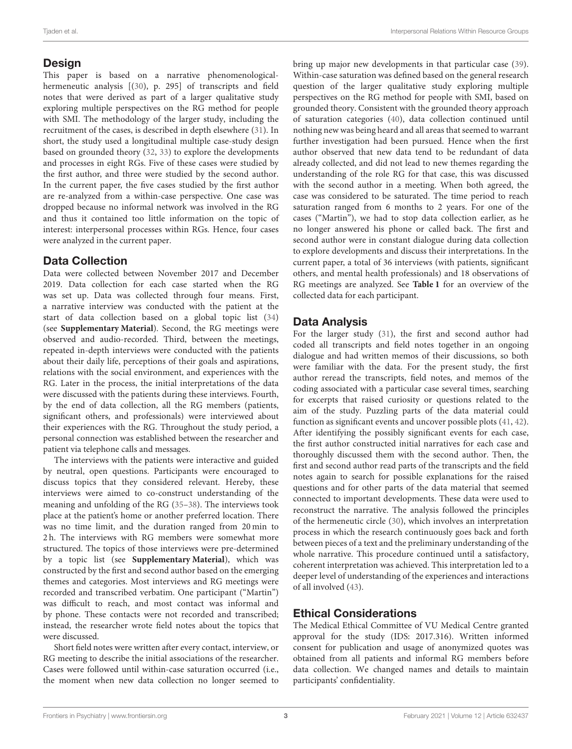## Design

This paper is based on a narrative phenomenological-hermeneutic analysis [(30), p. 295] of transcripts and field notes that were derived as part of a larger qualitative study exploring multiple perspectives on the RG method for people with SMI. The methodology of the larger study, including the recruitment of the cases, is described in depth elsewhere (31). In short, the study used a longitudinal multiple case-study design based on grounded theory (32, 33) to explore the developments and processes in eight RGs. Five of these cases were studied by the first author, and three were studied by the second author. In the current paper, the five cases studied by the first author are re-analyzed from a within-case perspective. One case was dropped because no informal network was involved in the RG and thus it contained too little information on the topic of interest: interpersonal processes within RGs. Hence, four cases were analyzed in the current paper.

## Data Collection

Data were collected between November 2017 and December 2019. Data collection for each case started when the RG was set up. Data was collected through four means. First, a narrative interview was conducted with the patient at the start of data collection based on a global topic list (34) (see **Supplementary Material**). Second, the RG meetings were observed and audio-recorded. Third, between the meetings, repeated in-depth interviews were conducted with the patients about their daily life, perceptions of their goals and aspirations, relations with the social environment, and experiences with the RG. Later in the process, the initial interpretations of the data were discussed with the patients during these interviews. Fourth, by the end of data collection, all the RG members (patients, significant others, and professionals) were interviewed about their experiences with the RG. Throughout the study period, a personal connection was established between the researcher and patient via telephone calls and messages.

The interviews with the patients were interactive and guided by neutral, open questions. Participants were encouraged to discuss topics that they considered relevant. Hereby, these interviews were aimed to co-construct understanding of the meaning and unfolding of the RG (35–38). The interviews took place at the patient's home or another preferred location. There was no time limit, and the duration ranged from 20 min to 2 h. The interviews with RG members were somewhat more structured. The topics of those interviews were pre-determined by a topic list (see **Supplementary Material**), which was constructed by the first and second author based on the emerging themes and categories. Most interviews and RG meetings were recorded and transcribed verbatim. One participant ("Martin") was difficult to reach, and most contact was informal and by phone. These contacts were not recorded and transcribed; instead, the researcher wrote field notes about the topics that were discussed.

Short field notes were written after every contact, interview, or RG meeting to describe the initial associations of the researcher. Cases were followed until within-case saturation occurred (i.e., the moment when new data collection no longer seemed to bring up major new developments in that particular case (39). Within-case saturation was defined based on the general research question of the larger qualitative study exploring multiple perspectives on the RG method for people with SMI, based on grounded theory. Consistent with the grounded theory approach of saturation categories (40), data collection continued until nothing new was being heard and all areas that seemed to warrant further investigation had been pursued. Hence when the first author observed that new data tend to be redundant of data already collected, and did not lead to new themes regarding the understanding of the role RG for that case, this was discussed with the second author in a meeting. When both agreed, the case was considered to be saturated. The time period to reach saturation ranged from 6 months to 2 years. For one of the cases ("Martin"), we had to stop data collection earlier, as he no longer answered his phone or called back. The first and second author were in constant dialogue during data collection to explore developments and discuss their interpretations. In the current paper, a total of 36 interviews (with patients, significant others, and mental health professionals) and 18 observations of RG meetings are analyzed. See **Table 1** for an overview of the collected data for each participant.

## Data Analysis

For the larger study (31), the first and second author had coded all transcripts and field notes together in an ongoing dialogue and had written memos of their discussions, so both were familiar with the data. For the present study, the first author reread the transcripts, field notes, and memos of the coding associated with a particular case several times, searching for excerpts that raised curiosity or questions related to the aim of the study. Puzzling parts of the data material could function as significant events and uncover possible plots (41, 42). After identifying the possibly significant events for each case, the first author constructed initial narratives for each case and thoroughly discussed them with the second author. Then, the first and second author read parts of the transcripts and the field notes again to search for possible explanations for the raised questions and for other parts of the data material that seemed connected to important developments. These data were used to reconstruct the narrative. The analysis followed the principles of the hermeneutic circle (30), which involves an interpretation process in which the research continuously goes back and forth between pieces of a text and the preliminary understanding of the whole narrative. This procedure continued until a satisfactory, coherent interpretation was achieved. This interpretation led to a deeper level of understanding of the experiences and interactions of all involved (43).

## Ethical Considerations

The Medical Ethical Committee of VU Medical Centre granted approval for the study (IDS: 2017.316). Written informed consent for publication and usage of anonymized quotes was obtained from all patients and informal RG members before data collection. We changed names and details to maintain participants' confidentiality.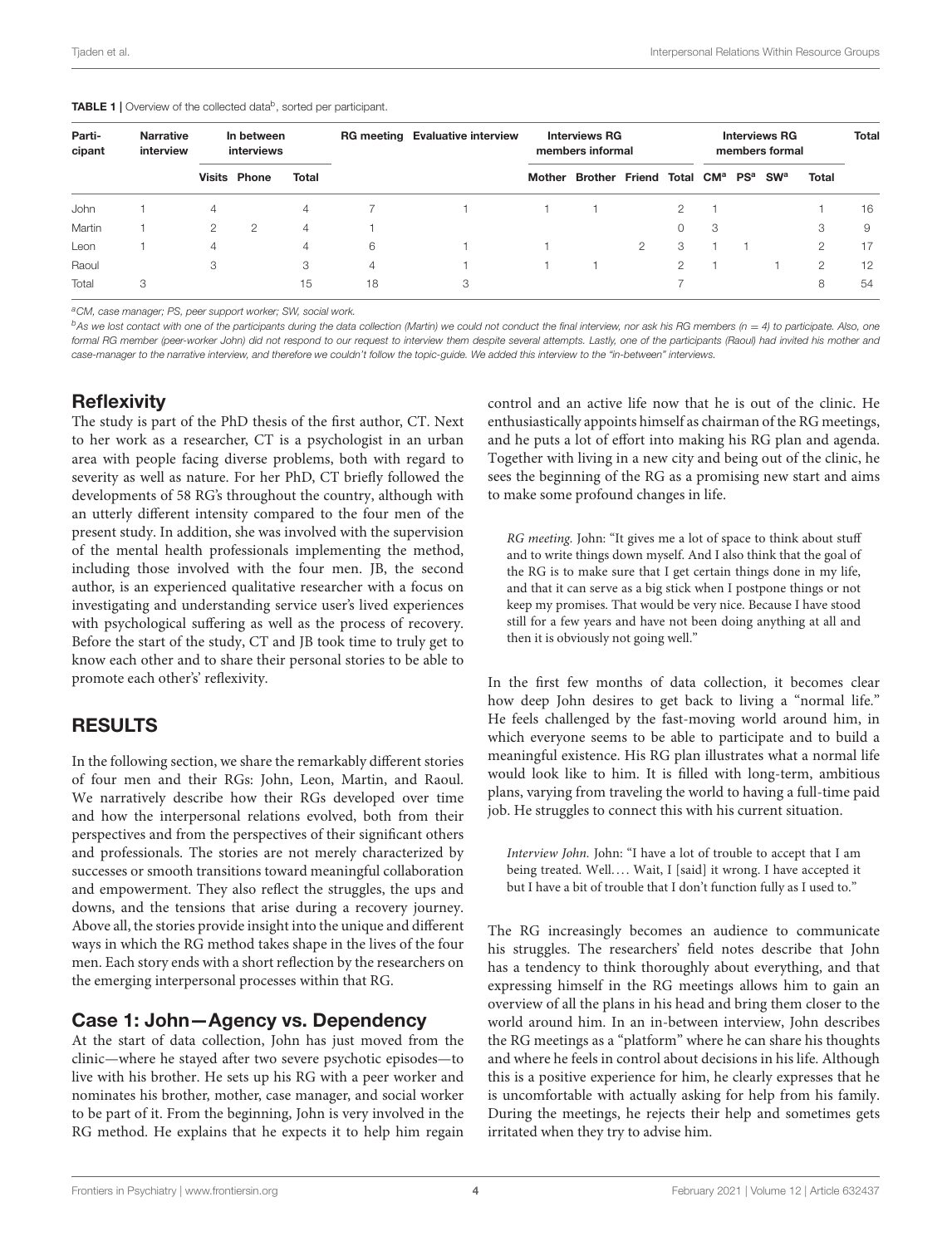**TABLE 1 |** Overview of the collected data[b], sorted per participant.

| Parti-cipant | Narrative interview | In between interviews | | | RG meeting | Evaluative interview | Interviews RG members informal | | | | Interviews RG members formal | | | | Total |
|---|---|---|---|---|---|---|---|---|---|---|---|---|---|---|---|
| | | Visits | Phone | Total | | | Mother | Brother | Friend | Total | CM[a] | PS[a] | SW[a] | Total | |
| John | 1 | 4 | | 4 | 7 | 1 | 1 | 1 | | 2 | 1 | | | 1 | 16 |
| Martin | 1 | 2 | 2 | 4 | 1 | | | | | 0 | 3 | | | 3 | 9 |
| Leon | 1 | 4 | | 4 | 6 | 1 | 1 | | 2 | 3 | 1 | 1 | | 2 | 17 |
| Raoul | | 3 | | 3 | 4 | 1 | 1 | 1 | | 2 | 1 | | 1 | 2 | 12 |
| Total | 3 | | | 15 | 18 | 3 | | | | 7 | | | | 8 | 54 |

[a]CM, case manager; PS, peer support worker; SW, social work.

[b]As we lost contact with one of the participants during the data collection (Martin) we could not conduct the final interview, nor ask his RG members (n = 4) to participate. Also, one formal RG member (peer-worker John) did not respond to our request to interview them despite several attempts. Lastly, one of the participants (Raoul) had invited his mother and case-manager to the narrative interview, and therefore we couldn't follow the topic-guide. We added this interview to the "in-between" interviews.

## Reflexivity

The study is part of the PhD thesis of the first author, CT. Next to her work as a researcher, CT is a psychologist in an urban area with people facing diverse problems, both with regard to severity as well as nature. For her PhD, CT briefly followed the developments of 58 RG's throughout the country, although with an utterly different intensity compared to the four men of the present study. In addition, she was involved with the supervision of the mental health professionals implementing the method, including those involved with the four men. JB, the second author, is an experienced qualitative researcher with a focus on investigating and understanding service user's lived experiences with psychological suffering as well as the process of recovery. Before the start of the study, CT and JB took time to truly get to know each other and to share their personal stories to be able to promote each other's' reflexivity.

# RESULTS

In the following section, we share the remarkably different stories of four men and their RGs: John, Leon, Martin, and Raoul. We narratively describe how their RGs developed over time and how the interpersonal relations evolved, both from their perspectives and from the perspectives of their significant others and professionals. The stories are not merely characterized by successes or smooth transitions toward meaningful collaboration and empowerment. They also reflect the struggles, the ups and downs, and the tensions that arise during a recovery journey. Above all, the stories provide insight into the unique and different ways in which the RG method takes shape in the lives of the four men. Each story ends with a short reflection by the researchers on the emerging interpersonal processes within that RG.

## Case 1: John—Agency vs. Dependency

At the start of data collection, John has just moved from the clinic—where he stayed after two severe psychotic episodes—to live with his brother. He sets up his RG with a peer worker and nominates his brother, mother, case manager, and social worker to be part of it. From the beginning, John is very involved in the RG method. He explains that he expects it to help him regain control and an active life now that he is out of the clinic. He enthusiastically appoints himself as chairman of the RG meetings, and he puts a lot of effort into making his RG plan and agenda. Together with living in a new city and being out of the clinic, he sees the beginning of the RG as a promising new start and aims to make some profound changes in life.

> *RG meeting.* John: "It gives me a lot of space to think about stuff and to write things down myself. And I also think that the goal of the RG is to make sure that I get certain things done in my life, and that it can serve as a big stick when I postpone things or not keep my promises. That would be very nice. Because I have stood still for a few years and have not been doing anything at all and then it is obviously not going well."

In the first few months of data collection, it becomes clear how deep John desires to get back to living a "normal life." He feels challenged by the fast-moving world around him, in which everyone seems to be able to participate and to build a meaningful existence. His RG plan illustrates what a normal life would look like to him. It is filled with long-term, ambitious plans, varying from traveling the world to having a full-time paid job. He struggles to connect this with his current situation.

> *Interview John.* John: "I have a lot of trouble to accept that I am being treated. Well.... Wait, I [said] it wrong. I have accepted it but I have a bit of trouble that I don't function fully as I used to."

The RG increasingly becomes an audience to communicate his struggles. The researchers' field notes describe that John has a tendency to think thoroughly about everything, and that expressing himself in the RG meetings allows him to gain an overview of all the plans in his head and bring them closer to the world around him. In an in-between interview, John describes the RG meetings as a "platform" where he can share his thoughts and where he feels in control about decisions in his life. Although this is a positive experience for him, he clearly expresses that he is uncomfortable with actually asking for help from his family. During the meetings, he rejects their help and sometimes gets irritated when they try to advise him.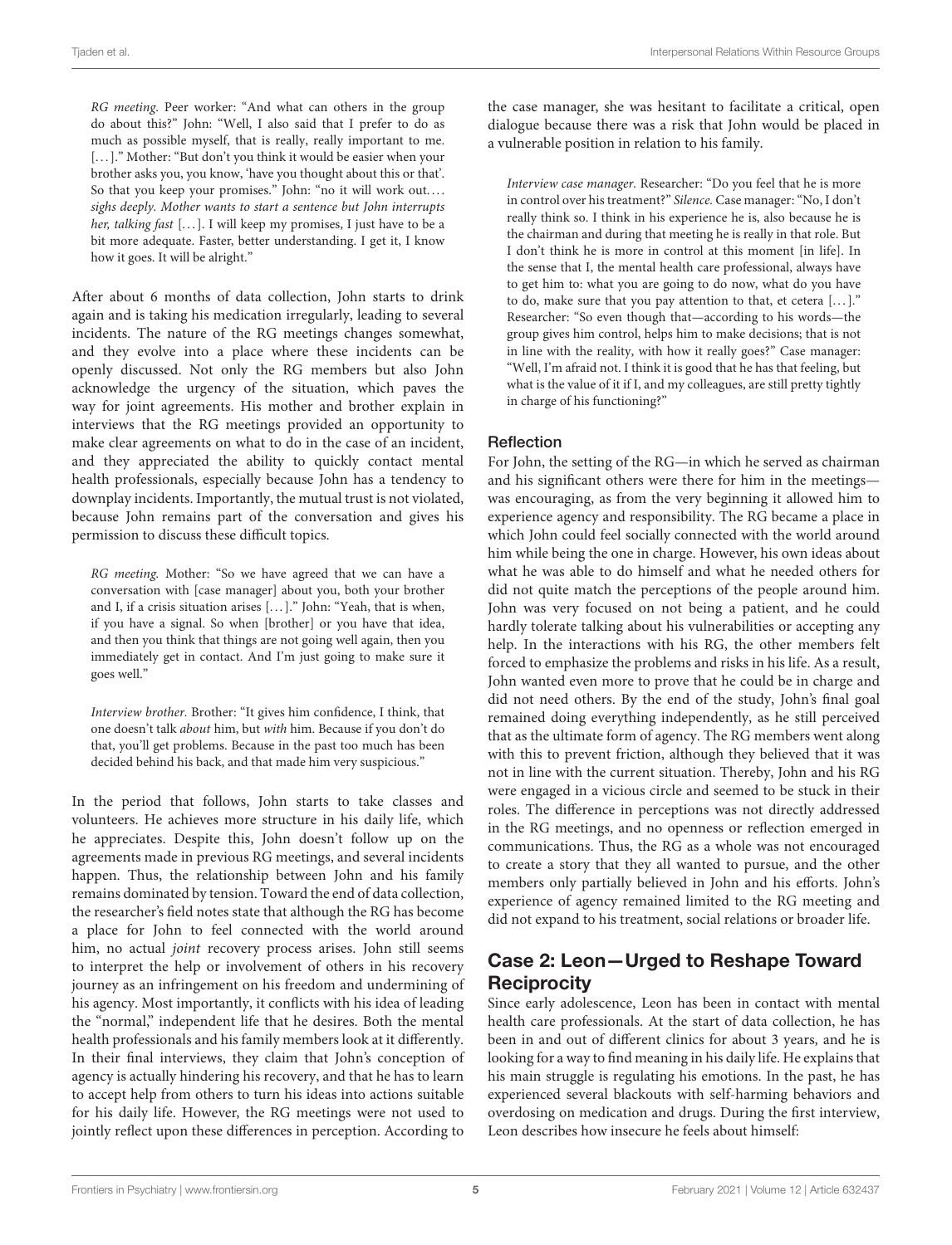*RG meeting.* Peer worker: "And what can others in the group do about this?" John: "Well, I also said that I prefer to do as much as possible myself, that is really, really important to me. [...]." Mother: "But don't you think it would be easier when your brother asks you, you know, 'have you thought about this or that'. So that you keep your promises." John: "no it will work out.... *sighs deeply. Mother wants to start a sentence but John interrupts her, talking fast* [...]. I will keep my promises, I just have to be a bit more adequate. Faster, better understanding. I get it, I know how it goes. It will be alright."

After about 6 months of data collection, John starts to drink again and is taking his medication irregularly, leading to several incidents. The nature of the RG meetings changes somewhat, and they evolve into a place where these incidents can be openly discussed. Not only the RG members but also John acknowledge the urgency of the situation, which paves the way for joint agreements. His mother and brother explain in interviews that the RG meetings provided an opportunity to make clear agreements on what to do in the case of an incident, and they appreciated the ability to quickly contact mental health professionals, especially because John has a tendency to downplay incidents. Importantly, the mutual trust is not violated, because John remains part of the conversation and gives his permission to discuss these difficult topics.

*RG meeting.* Mother: "So we have agreed that we can have a conversation with [case manager] about you, both your brother and I, if a crisis situation arises [...]." John: "Yeah, that is when, if you have a signal. So when [brother] or you have that idea, and then you think that things are not going well again, then you immediately get in contact. And I'm just going to make sure it goes well."

*Interview brother.* Brother: "It gives him confidence, I think, that one doesn't talk *about* him, but *with* him. Because if you don't do that, you'll get problems. Because in the past too much has been decided behind his back, and that made him very suspicious."

In the period that follows, John starts to take classes and volunteers. He achieves more structure in his daily life, which he appreciates. Despite this, John doesn't follow up on the agreements made in previous RG meetings, and several incidents happen. Thus, the relationship between John and his family remains dominated by tension. Toward the end of data collection, the researcher's field notes state that although the RG has become a place for John to feel connected with the world around him, no actual *joint* recovery process arises. John still seems to interpret the help or involvement of others in his recovery journey as an infringement on his freedom and undermining of his agency. Most importantly, it conflicts with his idea of leading the "normal," independent life that he desires. Both the mental health professionals and his family members look at it differently. In their final interviews, they claim that John's conception of agency is actually hindering his recovery, and that he has to learn to accept help from others to turn his ideas into actions suitable for his daily life. However, the RG meetings were not used to jointly reflect upon these differences in perception. According to the case manager, she was hesitant to facilitate a critical, open dialogue because there was a risk that John would be placed in a vulnerable position in relation to his family.

*Interview case manager.* Researcher: "Do you feel that he is more in control over his treatment?" *Silence.* Case manager: "No, I don't really think so. I think in his experience he is, also because he is the chairman and during that meeting he is really in that role. But I don't think he is more in control at this moment [in life]. In the sense that I, the mental health care professional, always have to get him to: what you are going to do now, what do you have to do, make sure that you pay attention to that, et cetera [...]." Researcher: "So even though that—according to his words—the group gives him control, helps him to make decisions; that is not in line with the reality, with how it really goes?" Case manager: "Well, I'm afraid not. I think it is good that he has that feeling, but what is the value of it if I, and my colleagues, are still pretty tightly in charge of his functioning?"

### Reflection

For John, the setting of the RG—in which he served as chairman and his significant others were there for him in the meetings—was encouraging, as from the very beginning it allowed him to experience agency and responsibility. The RG became a place in which John could feel socially connected with the world around him while being the one in charge. However, his own ideas about what he was able to do himself and what he needed others for did not quite match the perceptions of the people around him. John was very focused on not being a patient, and he could hardly tolerate talking about his vulnerabilities or accepting any help. In the interactions with his RG, the other members felt forced to emphasize the problems and risks in his life. As a result, John wanted even more to prove that he could be in charge and did not need others. By the end of the study, John's final goal remained doing everything independently, as he still perceived that as the ultimate form of agency. The RG members went along with this to prevent friction, although they believed that it was not in line with the current situation. Thereby, John and his RG were engaged in a vicious circle and seemed to be stuck in their roles. The difference in perceptions was not directly addressed in the RG meetings, and no openness or reflection emerged in communications. Thus, the RG as a whole was not encouraged to create a story that they all wanted to pursue, and the other members only partially believed in John and his efforts. John's experience of agency remained limited to the RG meeting and did not expand to his treatment, social relations or broader life.

## Case 2: Leon—Urged to Reshape Toward Reciprocity

Since early adolescence, Leon has been in contact with mental health care professionals. At the start of data collection, he has been in and out of different clinics for about 3 years, and he is looking for a way to find meaning in his daily life. He explains that his main struggle is regulating his emotions. In the past, he has experienced several blackouts with self-harming behaviors and overdosing on medication and drugs. During the first interview, Leon describes how insecure he feels about himself: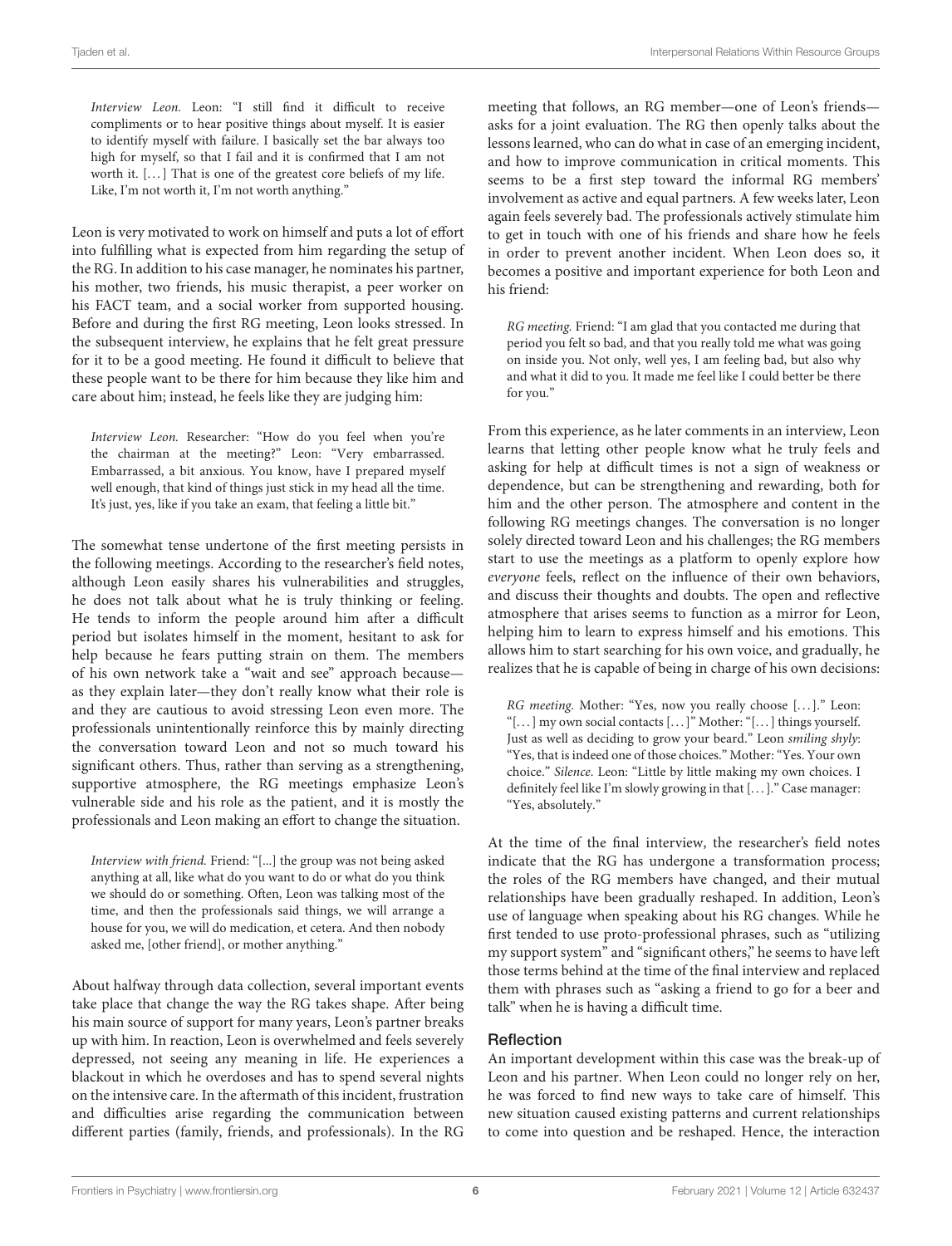*Interview Leon.* Leon: "I still find it difficult to receive compliments or to hear positive things about myself. It is easier to identify myself with failure. I basically set the bar always too high for myself, so that I fail and it is confirmed that I am not worth it. [...] That is one of the greatest core beliefs of my life. Like, I'm not worth it, I'm not worth anything."

Leon is very motivated to work on himself and puts a lot of effort into fulfilling what is expected from him regarding the setup of the RG. In addition to his case manager, he nominates his partner, his mother, two friends, his music therapist, a peer worker on his FACT team, and a social worker from supported housing. Before and during the first RG meeting, Leon looks stressed. In the subsequent interview, he explains that he felt great pressure for it to be a good meeting. He found it difficult to believe that these people want to be there for him because they like him and care about him; instead, he feels like they are judging him:

*Interview Leon.* Researcher: "How do you feel when you're the chairman at the meeting?" Leon: "Very embarrassed. Embarrassed, a bit anxious. You know, have I prepared myself well enough, that kind of things just stick in my head all the time. It's just, yes, like if you take an exam, that feeling a little bit."

The somewhat tense undertone of the first meeting persists in the following meetings. According to the researcher's field notes, although Leon easily shares his vulnerabilities and struggles, he does not talk about what he is truly thinking or feeling. He tends to inform the people around him after a difficult period but isolates himself in the moment, hesitant to ask for help because he fears putting strain on them. The members of his own network take a "wait and see" approach because—as they explain later—they don't really know what their role is and they are cautious to avoid stressing Leon even more. The professionals unintentionally reinforce this by mainly directing the conversation toward Leon and not so much toward his significant others. Thus, rather than serving as a strengthening, supportive atmosphere, the RG meetings emphasize Leon's vulnerable side and his role as the patient, and it is mostly the professionals and Leon making an effort to change the situation.

*Interview with friend.* Friend: "[...] the group was not being asked anything at all, like what do you want to do or what do you think we should do or something. Often, Leon was talking most of the time, and then the professionals said things, we will arrange a house for you, we will do medication, et cetera. And then nobody asked me, [other friend], or mother anything."

About halfway through data collection, several important events take place that change the way the RG takes shape. After being his main source of support for many years, Leon's partner breaks up with him. In reaction, Leon is overwhelmed and feels severely depressed, not seeing any meaning in life. He experiences a blackout in which he overdoses and has to spend several nights on the intensive care. In the aftermath of this incident, frustration and difficulties arise regarding the communication between different parties (family, friends, and professionals). In the RG meeting that follows, an RG member—one of Leon's friends—asks for a joint evaluation. The RG then openly talks about the lessons learned, who can do what in case of an emerging incident, and how to improve communication in critical moments. This seems to be a first step toward the informal RG members' involvement as active and equal partners. A few weeks later, Leon again feels severely bad. The professionals actively stimulate him to get in touch with one of his friends and share how he feels in order to prevent another incident. When Leon does so, it becomes a positive and important experience for both Leon and his friend:

*RG meeting.* Friend: "I am glad that you contacted me during that period you felt so bad, and that you really told me what was going on inside you. Not only, well yes, I am feeling bad, but also why and what it did to you. It made me feel like I could better be there for you."

From this experience, as he later comments in an interview, Leon learns that letting other people know what he truly feels and asking for help at difficult times is not a sign of weakness or dependence, but can be strengthening and rewarding, both for him and the other person. The atmosphere and content in the following RG meetings changes. The conversation is no longer solely directed toward Leon and his challenges; the RG members start to use the meetings as a platform to openly explore how *everyone* feels, reflect on the influence of their own behaviors, and discuss their thoughts and doubts. The open and reflective atmosphere that arises seems to function as a mirror for Leon, helping him to learn to express himself and his emotions. This allows him to start searching for his own voice, and gradually, he realizes that he is capable of being in charge of his own decisions:

*RG meeting.* Mother: "Yes, now you really choose [...]." Leon: "[...] my own social contacts [...]" Mother: "[...] things yourself. Just as well as deciding to grow your beard." Leon *smiling shyly*: "Yes, that is indeed one of those choices." Mother: "Yes. Your own choice." *Silence.* Leon: "Little by little making my own choices. I definitely feel like I'm slowly growing in that [...]." Case manager: "Yes, absolutely."

At the time of the final interview, the researcher's field notes indicate that the RG has undergone a transformation process; the roles of the RG members have changed, and their mutual relationships have been gradually reshaped. In addition, Leon's use of language when speaking about his RG changes. While he first tended to use proto-professional phrases, such as "utilizing my support system" and "significant others," he seems to have left those terms behind at the time of the final interview and replaced them with phrases such as "asking a friend to go for a beer and talk" when he is having a difficult time.

### Reflection

An important development within this case was the break-up of Leon and his partner. When Leon could no longer rely on her, he was forced to find new ways to take care of himself. This new situation caused existing patterns and current relationships to come into question and be reshaped. Hence, the interaction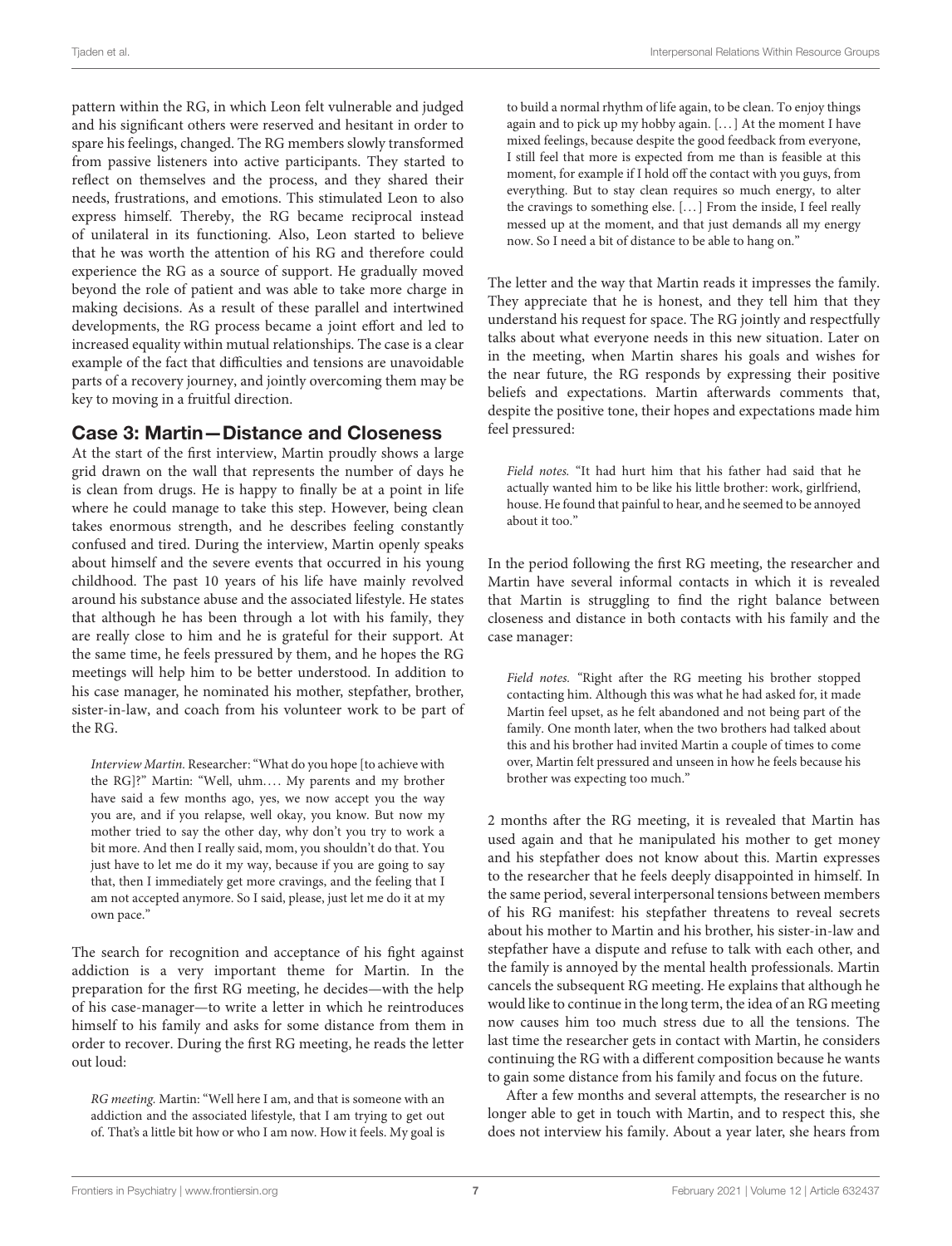pattern within the RG, in which Leon felt vulnerable and judged and his significant others were reserved and hesitant in order to spare his feelings, changed. The RG members slowly transformed from passive listeners into active participants. They started to reflect on themselves and the process, and they shared their needs, frustrations, and emotions. This stimulated Leon to also express himself. Thereby, the RG became reciprocal instead of unilateral in its functioning. Also, Leon started to believe that he was worth the attention of his RG and therefore could experience the RG as a source of support. He gradually moved beyond the role of patient and was able to take more charge in making decisions. As a result of these parallel and intertwined developments, the RG process became a joint effort and led to increased equality within mutual relationships. The case is a clear example of the fact that difficulties and tensions are unavoidable parts of a recovery journey, and jointly overcoming them may be key to moving in a fruitful direction.

## Case 3: Martin—Distance and Closeness

At the start of the first interview, Martin proudly shows a large grid drawn on the wall that represents the number of days he is clean from drugs. He is happy to finally be at a point in life where he could manage to take this step. However, being clean takes enormous strength, and he describes feeling constantly confused and tired. During the interview, Martin openly speaks about himself and the severe events that occurred in his young childhood. The past 10 years of his life have mainly revolved around his substance abuse and the associated lifestyle. He states that although he has been through a lot with his family, they are really close to him and he is grateful for their support. At the same time, he feels pressured by them, and he hopes the RG meetings will help him to be better understood. In addition to his case manager, he nominated his mother, stepfather, brother, sister-in-law, and coach from his volunteer work to be part of the RG.

> *Interview Martin.* Researcher: "What do you hope [to achieve with the RG]?" Martin: "Well, uhm.... My parents and my brother have said a few months ago, yes, we now accept you the way you are, and if you relapse, well okay, you know. But now my mother tried to say the other day, why don't you try to work a bit more. And then I really said, mom, you shouldn't do that. You just have to let me do it my way, because if you are going to say that, then I immediately get more cravings, and the feeling that I am not accepted anymore. So I said, please, just let me do it at my own pace."

The search for recognition and acceptance of his fight against addiction is a very important theme for Martin. In the preparation for the first RG meeting, he decides—with the help of his case-manager—to write a letter in which he reintroduces himself to his family and asks for some distance from them in order to recover. During the first RG meeting, he reads the letter out loud:

> *RG meeting.* Martin: "Well here I am, and that is someone with an addiction and the associated lifestyle, that I am trying to get out of. That's a little bit how or who I am now. How it feels. My goal is to build a normal rhythm of life again, to be clean. To enjoy things again and to pick up my hobby again. [...] At the moment I have mixed feelings, because despite the good feedback from everyone, I still feel that more is expected from me than is feasible at this moment, for example if I hold off the contact with you guys, from everything. But to stay clean requires so much energy, to alter the cravings to something else. [...] From the inside, I feel really messed up at the moment, and that just demands all my energy now. So I need a bit of distance to be able to hang on."

The letter and the way that Martin reads it impresses the family. They appreciate that he is honest, and they tell him that they understand his request for space. The RG jointly and respectfully talks about what everyone needs in this new situation. Later on in the meeting, when Martin shares his goals and wishes for the near future, the RG responds by expressing their positive beliefs and expectations. Martin afterwards comments that, despite the positive tone, their hopes and expectations made him feel pressured:

> *Field notes.* "It had hurt him that his father had said that he actually wanted him to be like his little brother: work, girlfriend, house. He found that painful to hear, and he seemed to be annoyed about it too."

In the period following the first RG meeting, the researcher and Martin have several informal contacts in which it is revealed that Martin is struggling to find the right balance between closeness and distance in both contacts with his family and the case manager:

> *Field notes.* "Right after the RG meeting his brother stopped contacting him. Although this was what he had asked for, it made Martin feel upset, as he felt abandoned and not being part of the family. One month later, when the two brothers had talked about this and his brother had invited Martin a couple of times to come over, Martin felt pressured and unseen in how he feels because his brother was expecting too much."

2 months after the RG meeting, it is revealed that Martin has used again and that he manipulated his mother to get money and his stepfather does not know about this. Martin expresses to the researcher that he feels deeply disappointed in himself. In the same period, several interpersonal tensions between members of his RG manifest: his stepfather threatens to reveal secrets about his mother to Martin and his brother, his sister-in-law and stepfather have a dispute and refuse to talk with each other, and the family is annoyed by the mental health professionals. Martin cancels the subsequent RG meeting. He explains that although he would like to continue in the long term, the idea of an RG meeting now causes him too much stress due to all the tensions. The last time the researcher gets in contact with Martin, he considers continuing the RG with a different composition because he wants to gain some distance from his family and focus on the future.

After a few months and several attempts, the researcher is no longer able to get in touch with Martin, and to respect this, she does not interview his family. About a year later, she hears from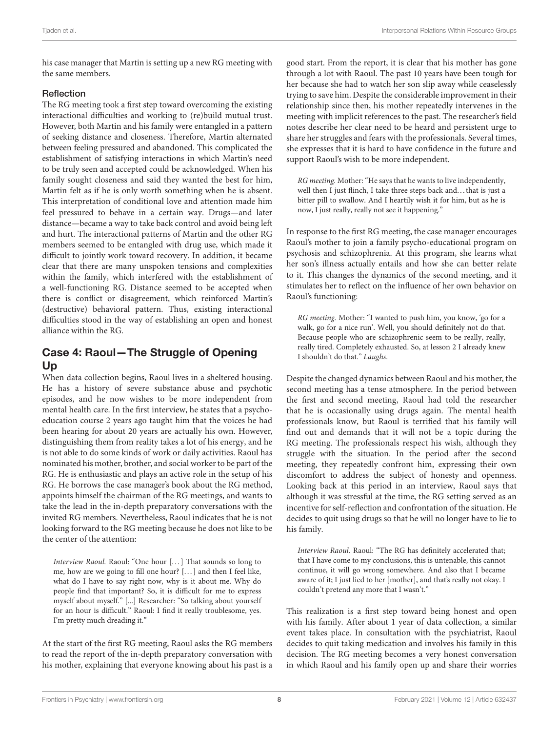his case manager that Martin is setting up a new RG meeting with the same members.

### Reflection

The RG meeting took a first step toward overcoming the existing interactional difficulties and working to (re)build mutual trust. However, both Martin and his family were entangled in a pattern of seeking distance and closeness. Therefore, Martin alternated between feeling pressured and abandoned. This complicated the establishment of satisfying interactions in which Martin's need to be truly seen and accepted could be acknowledged. When his family sought closeness and said they wanted the best for him, Martin felt as if he is only worth something when he is absent. This interpretation of conditional love and attention made him feel pressured to behave in a certain way. Drugs—and later distance—became a way to take back control and avoid being left and hurt. The interactional patterns of Martin and the other RG members seemed to be entangled with drug use, which made it difficult to jointly work toward recovery. In addition, it became clear that there are many unspoken tensions and complexities within the family, which interfered with the establishment of a well-functioning RG. Distance seemed to be accepted when there is conflict or disagreement, which reinforced Martin's (destructive) behavioral pattern. Thus, existing interactional difficulties stood in the way of establishing an open and honest alliance within the RG.

## Case 4: Raoul—The Struggle of Opening Up

When data collection begins, Raoul lives in a sheltered housing. He has a history of severe substance abuse and psychotic episodes, and he now wishes to be more independent from mental health care. In the first interview, he states that a psycho-education course 2 years ago taught him that the voices he had been hearing for about 20 years are actually his own. However, distinguishing them from reality takes a lot of his energy, and he is not able to do some kinds of work or daily activities. Raoul has nominated his mother, brother, and social worker to be part of the RG. He is enthusiastic and plays an active role in the setup of his RG. He borrows the case manager's book about the RG method, appoints himself the chairman of the RG meetings, and wants to take the lead in the in-depth preparatory conversations with the invited RG members. Nevertheless, Raoul indicates that he is not looking forward to the RG meeting because he does not like to be the center of the attention:

> *Interview Raoul.* Raoul: "One hour [...] That sounds so long to me, how are we going to fill one hour? [...] and then I feel like, what do I have to say right now, why is it about me. Why do people find that important? So, it is difficult for me to express myself about myself." [...] Researcher: "So talking about yourself for an hour is difficult." Raoul: I find it really troublesome, yes. I'm pretty much dreading it."

At the start of the first RG meeting, Raoul asks the RG members to read the report of the in-depth preparatory conversation with his mother, explaining that everyone knowing about his past is a good start. From the report, it is clear that his mother has gone through a lot with Raoul. The past 10 years have been tough for her because she had to watch her son slip away while ceaselessly trying to save him. Despite the considerable improvement in their relationship since then, his mother repeatedly intervenes in the meeting with implicit references to the past. The researcher's field notes describe her clear need to be heard and persistent urge to share her struggles and fears with the professionals. Several times, she expresses that it is hard to have confidence in the future and support Raoul's wish to be more independent.

> *RG meeting.* Mother: "He says that he wants to live independently, well then I just flinch, I take three steps back and...that is just a bitter pill to swallow. And I heartily wish it for him, but as he is now, I just really, really not see it happening."

In response to the first RG meeting, the case manager encourages Raoul's mother to join a family psycho-educational program on psychosis and schizophrenia. At this program, she learns what her son's illness actually entails and how she can better relate to it. This changes the dynamics of the second meeting, and it stimulates her to reflect on the influence of her own behavior on Raoul's functioning:

> *RG meeting.* Mother: "I wanted to push him, you know, 'go for a walk, go for a nice run'. Well, you should definitely not do that. Because people who are schizophrenic seem to be really, really, really tired. Completely exhausted. So, at lesson 2 I already knew I shouldn't do that." *Laughs.*

Despite the changed dynamics between Raoul and his mother, the second meeting has a tense atmosphere. In the period between the first and second meeting, Raoul had told the researcher that he is occasionally using drugs again. The mental health professionals know, but Raoul is terrified that his family will find out and demands that it will not be a topic during the RG meeting. The professionals respect his wish, although they struggle with the situation. In the period after the second meeting, they repeatedly confront him, expressing their own discomfort to address the subject of honesty and openness. Looking back at this period in an interview, Raoul says that although it was stressful at the time, the RG setting served as an incentive for self-reflection and confrontation of the situation. He decides to quit using drugs so that he will no longer have to lie to his family.

> *Interview Raoul.* Raoul: "The RG has definitely accelerated that; that I have come to my conclusions, this is untenable, this cannot continue, it will go wrong somewhere. And also that I became aware of it; I just lied to her [mother], and that's really not okay. I couldn't pretend any more that I wasn't."

This realization is a first step toward being honest and open with his family. After about 1 year of data collection, a similar event takes place. In consultation with the psychiatrist, Raoul decides to quit taking medication and involves his family in this decision. The RG meeting becomes a very honest conversation in which Raoul and his family open up and share their worries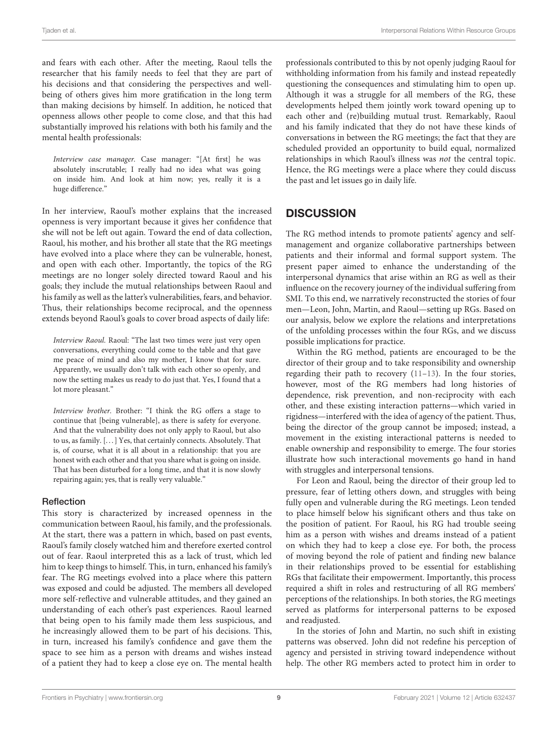and fears with each other. After the meeting, Raoul tells the researcher that his family needs to feel that they are part of his decisions and that considering the perspectives and well-being of others gives him more gratification in the long term than making decisions by himself. In addition, he noticed that openness allows other people to come close, and that this had substantially improved his relations with both his family and the mental health professionals:

> *Interview case manager.* Case manager: "[At first] he was absolutely inscrutable; I really had no idea what was going on inside him. And look at him now; yes, really it is a huge difference."

In her interview, Raoul's mother explains that the increased openness is very important because it gives her confidence that she will not be left out again. Toward the end of data collection, Raoul, his mother, and his brother all state that the RG meetings have evolved into a place where they can be vulnerable, honest, and open with each other. Importantly, the topics of the RG meetings are no longer solely directed toward Raoul and his goals; they include the mutual relationships between Raoul and his family as well as the latter's vulnerabilities, fears, and behavior. Thus, their relationships become reciprocal, and the openness extends beyond Raoul's goals to cover broad aspects of daily life:

> *Interview Raoul.* Raoul: "The last two times were just very open conversations, everything could come to the table and that gave me peace of mind and also my mother, I know that for sure. Apparently, we usually don't talk with each other so openly, and now the setting makes us ready to do just that. Yes, I found that a lot more pleasant."

> *Interview brother.* Brother: "I think the RG offers a stage to continue that [being vulnerable], as there is safety for everyone. And that the vulnerability does not only apply to Raoul, but also to us, as family. [...] Yes, that certainly connects. Absolutely. That is, of course, what it is all about in a relationship: that you are honest with each other and that you share what is going on inside. That has been disturbed for a long time, and that it is now slowly repairing again; yes, that is really very valuable."

### Reflection

This story is characterized by increased openness in the communication between Raoul, his family, and the professionals. At the start, there was a pattern in which, based on past events, Raoul's family closely watched him and therefore exerted control out of fear. Raoul interpreted this as a lack of trust, which led him to keep things to himself. This, in turn, enhanced his family's fear. The RG meetings evolved into a place where this pattern was exposed and could be adjusted. The members all developed more self-reflective and vulnerable attitudes, and they gained an understanding of each other's past experiences. Raoul learned that being open to his family made them less suspicious, and he increasingly allowed them to be part of his decisions. This, in turn, increased his family's confidence and gave them the space to see him as a person with dreams and wishes instead of a patient they had to keep a close eye on. The mental health professionals contributed to this by not openly judging Raoul for withholding information from his family and instead repeatedly questioning the consequences and stimulating him to open up. Although it was a struggle for all members of the RG, these developments helped them jointly work toward opening up to each other and (re)building mutual trust. Remarkably, Raoul and his family indicated that they do not have these kinds of conversations in between the RG meetings; the fact that they are scheduled provided an opportunity to build equal, normalized relationships in which Raoul's illness was *not* the central topic. Hence, the RG meetings were a place where they could discuss the past and let issues go in daily life.

## DISCUSSION

The RG method intends to promote patients' agency and self-management and organize collaborative partnerships between patients and their informal and formal support system. The present paper aimed to enhance the understanding of the interpersonal dynamics that arise within an RG as well as their influence on the recovery journey of the individual suffering from SMI. To this end, we narratively reconstructed the stories of four men—Leon, John, Martin, and Raoul—setting up RGs. Based on our analysis, below we explore the relations and interpretations of the unfolding processes within the four RGs, and we discuss possible implications for practice.

Within the RG method, patients are encouraged to be the director of their group and to take responsibility and ownership regarding their path to recovery (11–13). In the four stories, however, most of the RG members had long histories of dependence, risk prevention, and non-reciprocity with each other, and these existing interaction patterns—which varied in rigidness—interfered with the idea of agency of the patient. Thus, being the director of the group cannot be imposed; instead, a movement in the existing interactional patterns is needed to enable ownership and responsibility to emerge. The four stories illustrate how such interactional movements go hand in hand with struggles and interpersonal tensions.

For Leon and Raoul, being the director of their group led to pressure, fear of letting others down, and struggles with being fully open and vulnerable during the RG meetings. Leon tended to place himself below his significant others and thus take on the position of patient. For Raoul, his RG had trouble seeing him as a person with wishes and dreams instead of a patient on which they had to keep a close eye. For both, the process of moving beyond the role of patient and finding new balance in their relationships proved to be essential for establishing RGs that facilitate their empowerment. Importantly, this process required a shift in roles and restructuring of all RG members' perceptions of the relationships. In both stories, the RG meetings served as platforms for interpersonal patterns to be exposed and readjusted.

In the stories of John and Martin, no such shift in existing patterns was observed. John did not redefine his perception of agency and persisted in striving toward independence without help. The other RG members acted to protect him in order to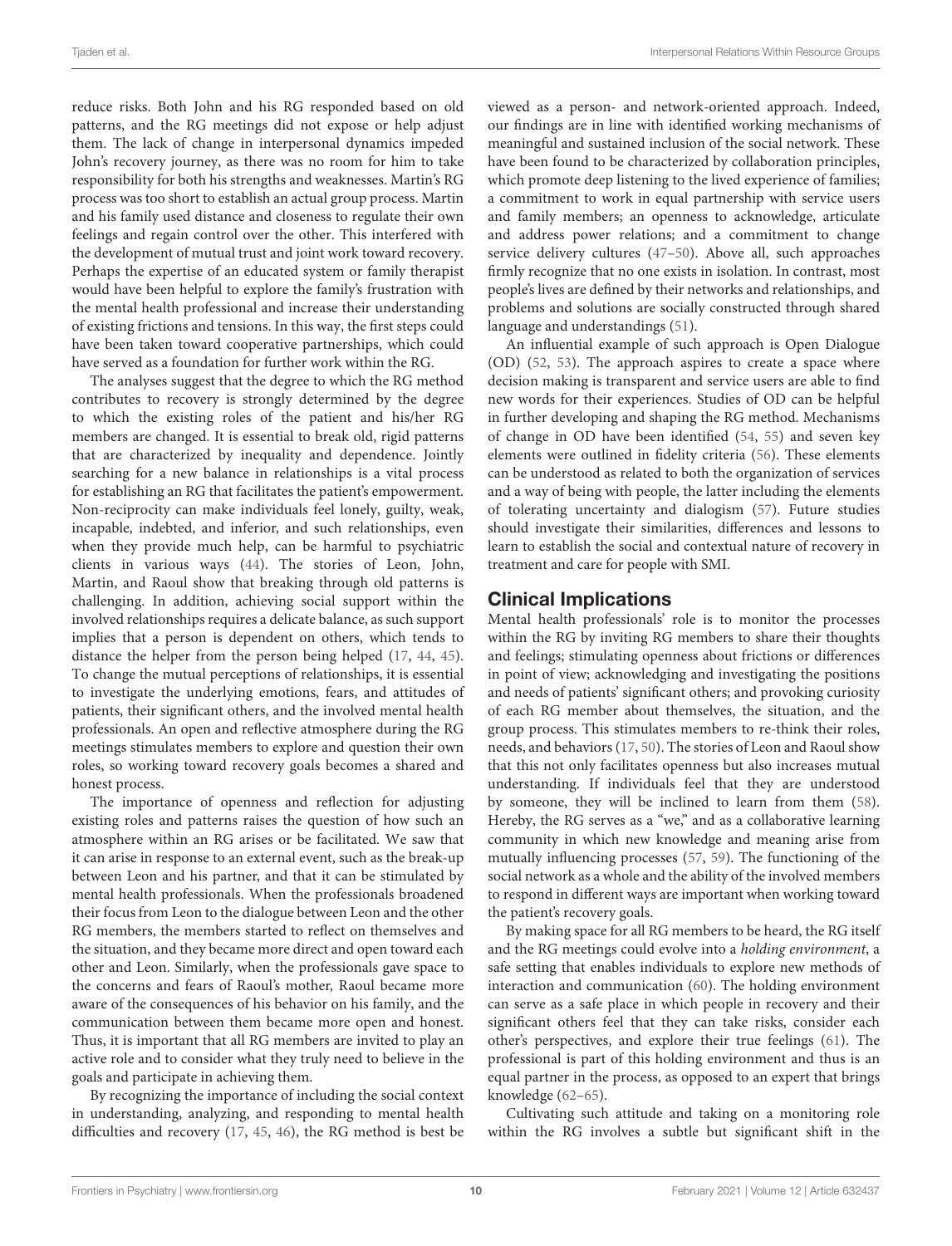reduce risks. Both John and his RG responded based on old patterns, and the RG meetings did not expose or help adjust them. The lack of change in interpersonal dynamics impeded John's recovery journey, as there was no room for him to take responsibility for both his strengths and weaknesses. Martin's RG process was too short to establish an actual group process. Martin and his family used distance and closeness to regulate their own feelings and regain control over the other. This interfered with the development of mutual trust and joint work toward recovery. Perhaps the expertise of an educated system or family therapist would have been helpful to explore the family's frustration with the mental health professional and increase their understanding of existing frictions and tensions. In this way, the first steps could have been taken toward cooperative partnerships, which could have served as a foundation for further work within the RG.

The analyses suggest that the degree to which the RG method contributes to recovery is strongly determined by the degree to which the existing roles of the patient and his/her RG members are changed. It is essential to break old, rigid patterns that are characterized by inequality and dependence. Jointly searching for a new balance in relationships is a vital process for establishing an RG that facilitates the patient's empowerment. Non-reciprocity can make individuals feel lonely, guilty, weak, incapable, indebted, and inferior, and such relationships, even when they provide much help, can be harmful to psychiatric clients in various ways (44). The stories of Leon, John, Martin, and Raoul show that breaking through old patterns is challenging. In addition, achieving social support within the involved relationships requires a delicate balance, as such support implies that a person is dependent on others, which tends to distance the helper from the person being helped (17, 44, 45). To change the mutual perceptions of relationships, it is essential to investigate the underlying emotions, fears, and attitudes of patients, their significant others, and the involved mental health professionals. An open and reflective atmosphere during the RG meetings stimulates members to explore and question their own roles, so working toward recovery goals becomes a shared and honest process.

The importance of openness and reflection for adjusting existing roles and patterns raises the question of how such an atmosphere within an RG arises or be facilitated. We saw that it can arise in response to an external event, such as the break-up between Leon and his partner, and that it can be stimulated by mental health professionals. When the professionals broadened their focus from Leon to the dialogue between Leon and the other RG members, the members started to reflect on themselves and the situation, and they became more direct and open toward each other and Leon. Similarly, when the professionals gave space to the concerns and fears of Raoul's mother, Raoul became more aware of the consequences of his behavior on his family, and the communication between them became more open and honest. Thus, it is important that all RG members are invited to play an active role and to consider what they truly need to believe in the goals and participate in achieving them.

By recognizing the importance of including the social context in understanding, analyzing, and responding to mental health difficulties and recovery (17, 45, 46), the RG method is best be viewed as a person- and network-oriented approach. Indeed, our findings are in line with identified working mechanisms of meaningful and sustained inclusion of the social network. These have been found to be characterized by collaboration principles, which promote deep listening to the lived experience of families; a commitment to work in equal partnership with service users and family members; an openness to acknowledge, articulate and address power relations; and a commitment to change service delivery cultures (47–50). Above all, such approaches firmly recognize that no one exists in isolation. In contrast, most people's lives are defined by their networks and relationships, and problems and solutions are socially constructed through shared language and understandings (51).

An influential example of such approach is Open Dialogue (OD) (52, 53). The approach aspires to create a space where decision making is transparent and service users are able to find new words for their experiences. Studies of OD can be helpful in further developing and shaping the RG method. Mechanisms of change in OD have been identified (54, 55) and seven key elements were outlined in fidelity criteria (56). These elements can be understood as related to both the organization of services and a way of being with people, the latter including the elements of tolerating uncertainty and dialogism (57). Future studies should investigate their similarities, differences and lessons to learn to establish the social and contextual nature of recovery in treatment and care for people with SMI.

## Clinical Implications

Mental health professionals' role is to monitor the processes within the RG by inviting RG members to share their thoughts and feelings; stimulating openness about frictions or differences in point of view; acknowledging and investigating the positions and needs of patients' significant others; and provoking curiosity of each RG member about themselves, the situation, and the group process. This stimulates members to re-think their roles, needs, and behaviors (17, 50). The stories of Leon and Raoul show that this not only facilitates openness but also increases mutual understanding. If individuals feel that they are understood by someone, they will be inclined to learn from them (58). Hereby, the RG serves as a "we," and as a collaborative learning community in which new knowledge and meaning arise from mutually influencing processes (57, 59). The functioning of the social network as a whole and the ability of the involved members to respond in different ways are important when working toward the patient's recovery goals.

By making space for all RG members to be heard, the RG itself and the RG meetings could evolve into a *holding environment*, a safe setting that enables individuals to explore new methods of interaction and communication (60). The holding environment can serve as a safe place in which people in recovery and their significant others feel that they can take risks, consider each other's perspectives, and explore their true feelings (61). The professional is part of this holding environment and thus is an equal partner in the process, as opposed to an expert that brings knowledge (62–65).

Cultivating such attitude and taking on a monitoring role within the RG involves a subtle but significant shift in the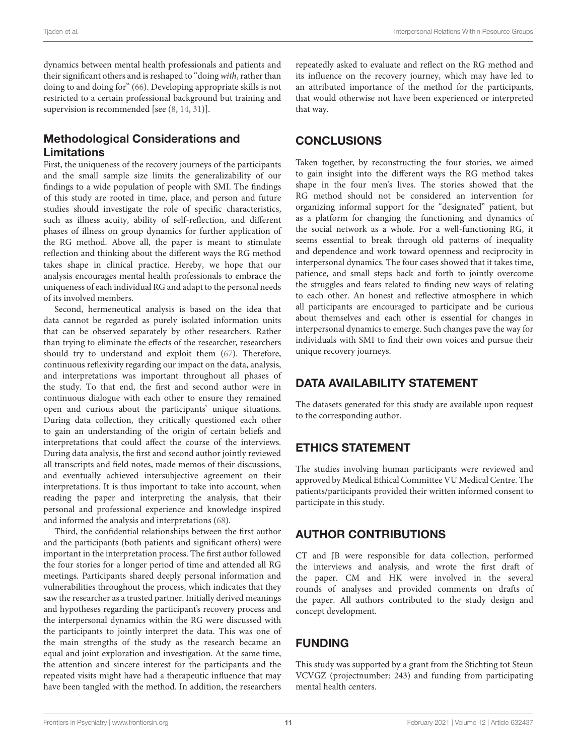dynamics between mental health professionals and patients and their significant others and is reshaped to "doing *with*, rather than doing to and doing for" (66). Developing appropriate skills is not restricted to a certain professional background but training and supervision is recommended [see (8, 14, 31)].

## Methodological Considerations and Limitations

First, the uniqueness of the recovery journeys of the participants and the small sample size limits the generalizability of our findings to a wide population of people with SMI. The findings of this study are rooted in time, place, and person and future studies should investigate the role of specific characteristics, such as illness acuity, ability of self-reflection, and different phases of illness on group dynamics for further application of the RG method. Above all, the paper is meant to stimulate reflection and thinking about the different ways the RG method takes shape in clinical practice. Hereby, we hope that our analysis encourages mental health professionals to embrace the uniqueness of each individual RG and adapt to the personal needs of its involved members.

Second, hermeneutical analysis is based on the idea that data cannot be regarded as purely isolated information units that can be observed separately by other researchers. Rather than trying to eliminate the effects of the researcher, researchers should try to understand and exploit them (67). Therefore, continuous reflexivity regarding our impact on the data, analysis, and interpretations was important throughout all phases of the study. To that end, the first and second author were in continuous dialogue with each other to ensure they remained open and curious about the participants' unique situations. During data collection, they critically questioned each other to gain an understanding of the origin of certain beliefs and interpretations that could affect the course of the interviews. During data analysis, the first and second author jointly reviewed all transcripts and field notes, made memos of their discussions, and eventually achieved intersubjective agreement on their interpretations. It is thus important to take into account, when reading the paper and interpreting the analysis, that their personal and professional experience and knowledge inspired and informed the analysis and interpretations (68).

Third, the confidential relationships between the first author and the participants (both patients and significant others) were important in the interpretation process. The first author followed the four stories for a longer period of time and attended all RG meetings. Participants shared deeply personal information and vulnerabilities throughout the process, which indicates that they saw the researcher as a trusted partner. Initially derived meanings and hypotheses regarding the participant's recovery process and the interpersonal dynamics within the RG were discussed with the participants to jointly interpret the data. This was one of the main strengths of the study as the research became an equal and joint exploration and investigation. At the same time, the attention and sincere interest for the participants and the repeated visits might have had a therapeutic influence that may have been tangled with the method. In addition, the researchers repeatedly asked to evaluate and reflect on the RG method and its influence on the recovery journey, which may have led to an attributed importance of the method for the participants, that would otherwise not have been experienced or interpreted that way.

# CONCLUSIONS

Taken together, by reconstructing the four stories, we aimed to gain insight into the different ways the RG method takes shape in the four men's lives. The stories showed that the RG method should not be considered an intervention for organizing informal support for the "designated" patient, but as a platform for changing the functioning and dynamics of the social network as a whole. For a well-functioning RG, it seems essential to break through old patterns of inequality and dependence and work toward openness and reciprocity in interpersonal dynamics. The four cases showed that it takes time, patience, and small steps back and forth to jointly overcome the struggles and fears related to finding new ways of relating to each other. An honest and reflective atmosphere in which all participants are encouraged to participate and be curious about themselves and each other is essential for changes in interpersonal dynamics to emerge. Such changes pave the way for individuals with SMI to find their own voices and pursue their unique recovery journeys.

# DATA AVAILABILITY STATEMENT

The datasets generated for this study are available upon request to the corresponding author.

# ETHICS STATEMENT

The studies involving human participants were reviewed and approved by Medical Ethical Committee VU Medical Centre. The patients/participants provided their written informed consent to participate in this study.

# AUTHOR CONTRIBUTIONS

CT and JB were responsible for data collection, performed the interviews and analysis, and wrote the first draft of the paper. CM and HK were involved in the several rounds of analyses and provided comments on drafts of the paper. All authors contributed to the study design and concept development.

# FUNDING

This study was supported by a grant from the Stichting tot Steun VCVGZ (projectnumber: 243) and funding from participating mental health centers.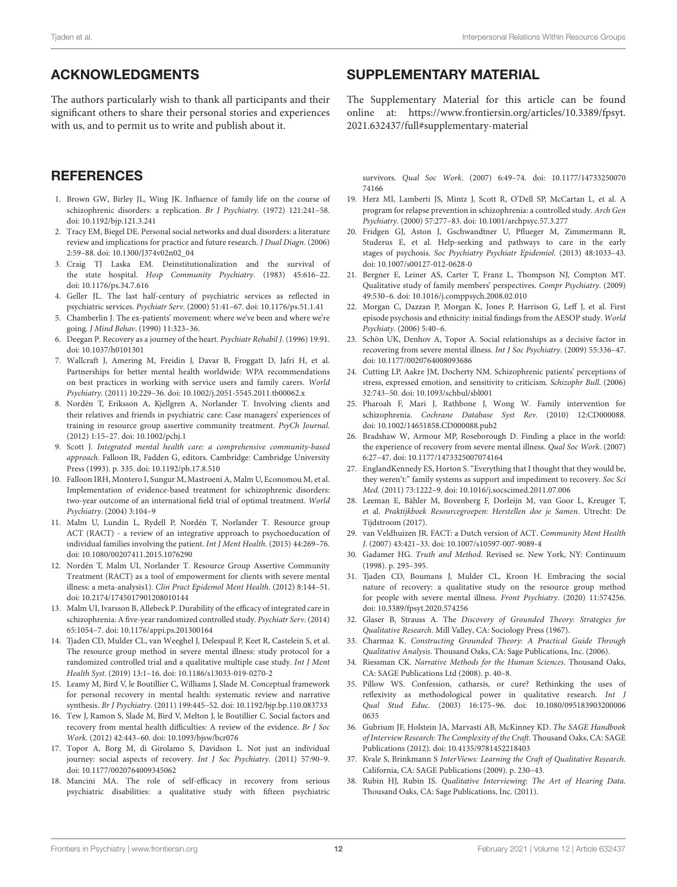## ACKNOWLEDGMENTS

The authors particularly wish to thank all participants and their significant others to share their personal stories and experiences with us, and to permit us to write and publish about it.

## SUPPLEMENTARY MATERIAL

The Supplementary Material for this article can be found online at: https://www.frontiersin.org/articles/10.3389/fpsyt.2021.632437/full#supplementary-material

## REFERENCES

1. Brown GW, Birley JL, Wing JK. Influence of family life on the course of schizophrenic disorders: a replication. *Br J Psychiatry*. (1972) 121:241–58. doi: 10.1192/bjp.121.3.241
2. Tracy EM, Biegel DE. Personal social networks and dual disorders: a literature review and implications for practice and future research. *J Dual Diagn*. (2006) 2:59–88. doi: 10.1300/J374v02n02_04
3. Craig TJ Laska EM. Deinstitutionalization and the survival of the state hospital. *Hosp Community Psychiatry*. (1983) 45:616–22. doi: 10.1176/ps.34.7.616
4. Geller JL. The last half-century of psychiatric services as reflected in psychiatric services. *Psychiatr Serv*. (2000) 51:41–67. doi: 10.1176/ps.51.1.41
5. Chamberlin J. The ex-patients' movement: where we've been and where we're going. *J Mind Behav*. (1990) 11:323–36.
6. Deegan P. Recovery as a journey of the heart. *Psychiatr Rehabil J*. (1996) 19:91. doi: 10.1037/h0101301
7. Wallcraft J, Amering M, Freidin J, Davar B, Froggatt D, Jafri H, et al. Partnerships for better mental health worldwide: WPA recommendations on best practices in working with service users and family carers. *World Psychiatry*. (2011) 10:229–36. doi: 10.1002/j.2051-5545.2011.tb00062.x
8. Nordén T, Eriksson A, Kjellgren A, Norlander T. Involving clients and their relatives and friends in psychiatric care: Case managers' experiences of training in resource group assertive community treatment. *PsyCh Journal*. (2012) 1:15–27. doi: 10.1002/pchj.1
9. Scott J. *Integrated mental health care: a comprehensive community-based approach*. Falloon IR, Fadden G, editors. Cambridge: Cambridge University Press (1993). p. 335. doi: 10.1192/pb.17.8.510
10. Falloon IRH, Montero I, Sungur M, Mastroeni A, Malm U, Economou M, et al. Implementation of evidence-based treatment for schizophrenic disorders: two-year outcome of an international field trial of optimal treatment. *World Psychiatry*. (2004) 3:104–9
11. Malm U, Lundin L, Rydell P, Nordén T, Norlander T. Resource group ACT (RACT) - a review of an integrative approach to psychoeducation of individual families involving the patient. *Int J Ment Health*. (2015) 44:269–76. doi: 10.1080/00207411.2015.1076290
12. Nordén T, Malm UI, Norlander T. Resource Group Assertive Community Treatment (RACT) as a tool of empowerment for clients with severe mental illness: a meta-analysis1). *Clin Pract Epidemol Ment Health*. (2012) 8:144–51. doi: 10.2174/1745017901208010144
13. Malm UI, Ivarsson B, Allebeck P. Durability of the efficacy of integrated care in schizophrenia: A five-year randomized controlled study. *Psychiatr Serv*. (2014) 65:1054–7. doi: 10.1176/appi.ps.201300164
14. Tjaden CD, Mulder CL, van Weeghel J, Delespaul P, Keet R, Castelein S, et al. The resource group method in severe mental illness: study protocol for a randomized controlled trial and a qualitative multiple case study. *Int J Ment Health Syst*. (2019) 13:1–16. doi: 10.1186/s13033-019-0270-2
15. Leamy M, Bird V, le Boutillier C, Williams J, Slade M. Conceptual framework for personal recovery in mental health: systematic review and narrative synthesis. *Br J Psychiatry*. (2011) 199:445–52. doi: 10.1192/bjp.bp.110.083733
16. Tew J, Ramon S, Slade M, Bird V, Melton J, le Boutillier C. Social factors and recovery from mental health difficulties: A review of the evidence. *Br J Soc Work*. (2012) 42:443–60. doi: 10.1093/bjsw/bcr076
17. Topor A, Borg M, di Girolamo S, Davidson L. Not just an individual journey: social aspects of recovery. *Int J Soc Psychiatry*. (2011) 57:90–9. doi: 10.1177/0020764009345062
18. Mancini MA. The role of self-efficacy in recovery from serious psychiatric disabilities: a qualitative study with fifteen psychiatric survivors. *Qual Soc Work*. (2007) 6:49–74. doi: 10.1177/1473325007074166
19. Herz MI, Lamberti JS, Mintz J, Scott R, O'Dell SP, McCartan L, et al. A program for relapse prevention in schizophrenia: a controlled study. *Arch Gen Psychiatry*. (2000) 57:277–83. doi: 10.1001/archpsyc.57.3.277
20. Fridgen GJ, Aston J, Gschwandtner U, Pflueger M, Zimmermann R, Studerus E, et al. Help-seeking and pathways to care in the early stages of psychosis. *Soc Psychiatry Psychiatr Epidemiol*. (2013) 48:1033–43. doi: 10.1007/s00127-012-0628-0
21. Bergner E, Leiner AS, Carter T, Franz L, Thompson NJ, Compton MT. Qualitative study of family members' perspectives. *Compr Psychiatry*. (2009) 49:530–6. doi: 10.1016/j.comppsych.2008.02.010
22. Morgan C, Dazzan P, Morgan K, Jones P, Harrison G, Leff J, et al. First episode psychosis and ethnicity: initial findings from the AESOP study. *World Psychiaty*. (2006) 5:40–6.
23. Schön UK, Denhov A, Topor A. Social relationships as a decisive factor in recovering from severe mental illness. *Int J Soc Psychiatry*. (2009) 55:336–47. doi: 10.1177/0020764008093686
24. Cutting LP, Aakre JM, Docherty NM. Schizophrenic patients' perceptions of stress, expressed emotion, and sensitivity to criticism. *Schizophr Bull*. (2006) 32:743–50. doi: 10.1093/schbul/sbl001
25. Pharoah F, Mari J, Rathbone J, Wong W. Family intervention for schizophrenia. *Cochrane Database Syst Rev*. (2010) 12:CD000088. doi: 10.1002/14651858.CD000088.pub2
26. Bradshaw W, Armour MP, Roseborough D. Finding a place in the world: the experience of recovery from severe mental illness. *Qual Soc Work*. (2007) 6:27–47. doi: 10.1177/1473325007074164
27. EnglandKennedy ES, Horton S. "Everything that I thought that they would be, they weren't:" family systems as support and impediment to recovery. *Soc Sci Med*. (2011) 73:1222–9. doi: 10.1016/j.socscimed.2011.07.006
28. Leeman E, Bähler M, Bovenberg F, Dorleijn M, van Goor L, Kreuger T, et al. *Praktijkboek Resourcegroepen: Herstellen doe je Samen*. Utrecht: De Tijdstroom (2017).
29. van Veldhuizen JR. FACT: a Dutch version of ACT. *Community Ment Health J*. (2007) 43:421–33. doi: 10.1007/s10597-007-9089-4
30. Gadamer HG. *Truth and Method*. Revised se. New York, NY: Continuum (1998). p. 295–395.
31. Tjaden CD, Boumans J, Mulder CL, Kroon H. Embracing the social nature of recovery: a qualitative study on the resource group method for people with severe mental illness. *Front Psychiatry*. (2020) 11:574256. doi: 10.3389/fpsyt.2020.574256
32. Glaser B, Strauss A. *The Discovery of Grounded Theory: Strategies for Qualitative Research*. Mill Valley, CA: Sociology Press (1967).
33. Charmaz K. *Constructing Grounded Theory: A Practical Guide Through Qualitative Analysis*. Thousand Oaks, CA: Sage Publications, Inc. (2006).
34. Riessman CK. *Narrative Methods for the Human Sciences*. Thousand Oaks, CA: SAGE Publications Ltd (2008). p. 40–8.
35. Pillow WS. Confession, catharsis, or cure? Rethinking the uses of reflexivity as methodological power in qualitative research. *Int J Qual Stud Educ*. (2003) 16:175–96. doi: 10.1080/0951839032000060635
36. Gubrium JF, Holstein JA, Marvasti AB, McKinney KD. *The SAGE Handbook of Interview Research: The Complexity of the Craft*. Thousand Oaks, CA: SAGE Publications (2012). doi: 10.4135/9781452218403
37. Kvale S, Brinkmann S *InterViews: Learning the Craft of Qualitative Research*. California, CA: SAGE Publications (2009). p. 230–43.
38. Rubin HJ, Rubin IS. *Qualitative Interviewing: The Art of Hearing Data*. Thousand Oaks, CA: Sage Publications, Inc. (2011).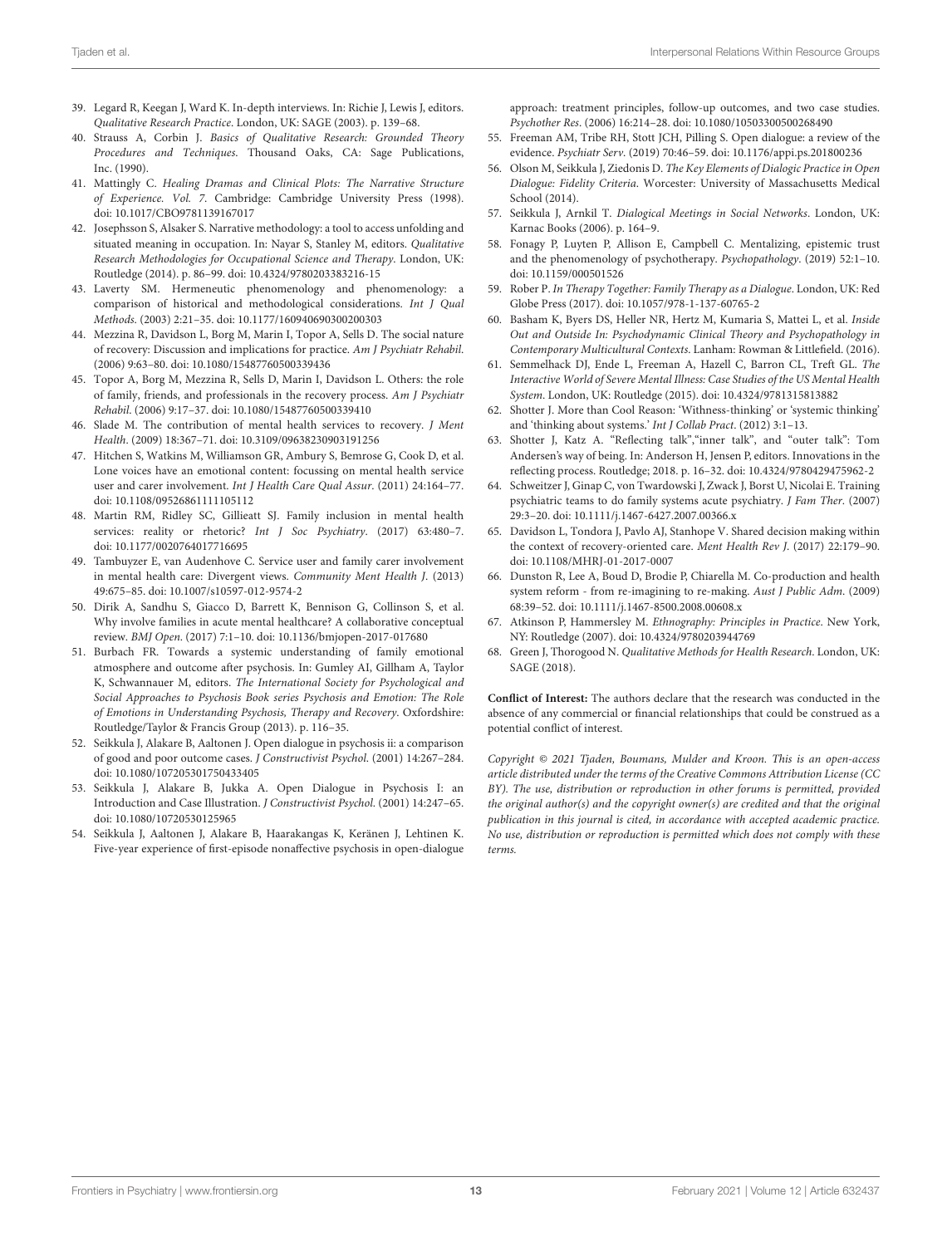39. Legard R, Keegan J, Ward K. In-depth interviews. In: Richie J, Lewis J, editors. *Qualitative Research Practice*. London, UK: SAGE (2003). p. 139–68.
40. Strauss A, Corbin J. *Basics of Qualitative Research: Grounded Theory Procedures and Techniques*. Thousand Oaks, CA: Sage Publications, Inc. (1990).
41. Mattingly C. *Healing Dramas and Clinical Plots: The Narrative Structure of Experience. Vol. 7*. Cambridge: Cambridge University Press (1998). doi: 10.1017/CBO9781139167017
42. Josephsson S, Alsaker S. Narrative methodology: a tool to access unfolding and situated meaning in occupation. In: Nayar S, Stanley M, editors. *Qualitative Research Methodologies for Occupational Science and Therapy*. London, UK: Routledge (2014). p. 86–99. doi: 10.4324/9780203383216-15
43. Laverty SM. Hermeneutic phenomenology and phenomenology: a comparison of historical and methodological considerations. *Int J Qual Methods*. (2003) 2:21–35. doi: 10.1177/160940690300200303
44. Mezzina R, Davidson L, Borg M, Marin I, Topor A, Sells D. The social nature of recovery: Discussion and implications for practice. *Am J Psychiatr Rehabil*. (2006) 9:63–80. doi: 10.1080/15487760500339436
45. Topor A, Borg M, Mezzina R, Sells D, Marin I, Davidson L. Others: the role of family, friends, and professionals in the recovery process. *Am J Psychiatr Rehabil*. (2006) 9:17–37. doi: 10.1080/15487760500339410
46. Slade M. The contribution of mental health services to recovery. *J Ment Health*. (2009) 18:367–71. doi: 10.3109/09638230903191256
47. Hitchen S, Watkins M, Williamson GR, Ambury S, Bemrose G, Cook D, et al. Lone voices have an emotional content: focussing on mental health service user and carer involvement. *Int J Health Care Qual Assur*. (2011) 24:164–77. doi: 10.1108/09526861111105112
48. Martin RM, Ridley SC, Gillieatt SJ. Family inclusion in mental health services: reality or rhetoric? *Int J Soc Psychiatry*. (2017) 63:480–7. doi: 10.1177/0020764017716695
49. Tambuyzer E, van Audenhove C. Service user and family carer involvement in mental health care: Divergent views. *Community Ment Health J*. (2013) 49:675–85. doi: 10.1007/s10597-012-9574-2
50. Dirik A, Sandhu S, Giacco D, Barrett K, Bennison G, Collinson S, et al. Why involve families in acute mental healthcare? A collaborative conceptual review. *BMJ Open*. (2017) 7:1–10. doi: 10.1136/bmjopen-2017-017680
51. Burbach FR. Towards a systemic understanding of family emotional atmosphere and outcome after psychosis. In: Gumley AI, Gillham A, Taylor K, Schwannauer M, editors. *The International Society for Psychological and Social Approaches to Psychosis Book series Psychosis and Emotion: The Role of Emotions in Understanding Psychosis, Therapy and Recovery*. Oxfordshire: Routledge/Taylor & Francis Group (2013). p. 116–35.
52. Seikkula J, Alakare B, Aaltonen J. Open dialogue in psychosis ii: a comparison of good and poor outcome cases. *J Constructivist Psychol*. (2001) 14:267–284. doi: 10.1080/107205301750433405
53. Seikkula J, Alakare B, Jukka A. Open Dialogue in Psychosis I: an Introduction and Case Illustration. *J Constructivist Psychol*. (2001) 14:247–65. doi: 10.1080/10720530125965
54. Seikkula J, Aaltonen J, Alakare B, Haarakangas K, Keränen J, Lehtinen K. Five-year experience of first-episode nonaffective psychosis in open-dialogue approach: treatment principles, follow-up outcomes, and two case studies. *Psychother Res*. (2006) 16:214–28. doi: 10.1080/10503300500268490
55. Freeman AM, Tribe RH, Stott JCH, Pilling S. Open dialogue: a review of the evidence. *Psychiatr Serv*. (2019) 70:46–59. doi: 10.1176/appi.ps.201800236
56. Olson M, Seikkula J, Ziedonis D. *The Key Elements of Dialogic Practice in Open Dialogue: Fidelity Criteria*. Worcester: University of Massachusetts Medical School (2014).
57. Seikkula J, Arnkil T. *Dialogical Meetings in Social Networks*. London, UK: Karnac Books (2006). p. 164–9.
58. Fonagy P, Luyten P, Allison E, Campbell C. Mentalizing, epistemic trust and the phenomenology of psychotherapy. *Psychopathology*. (2019) 52:1–10. doi: 10.1159/000501526
59. Rober P. *In Therapy Together: Family Therapy as a Dialogue*. London, UK: Red Globe Press (2017). doi: 10.1057/978-1-137-60765-2
60. Basham K, Byers DS, Heller NR, Hertz M, Kumaria S, Mattei L, et al. *Inside Out and Outside In: Psychodynamic Clinical Theory and Psychopathology in Contemporary Multicultural Contexts*. Lanham: Rowman & Littlefield. (2016).
61. Semmelhack DJ, Ende L, Freeman A, Hazell C, Barron CL, Treft GL. *The Interactive World of Severe Mental Illness: Case Studies of the US Mental Health System*. London, UK: Routledge (2015). doi: 10.4324/9781315813882
62. Shotter J. More than Cool Reason: 'Withness-thinking' or 'systemic thinking' and 'thinking about systems.' *Int J Collab Pract*. (2012) 3:1–13.
63. Shotter J, Katz A. "Reflecting talk","inner talk", and "outer talk": Tom Andersen's way of being. In: Anderson H, Jensen P, editors. Innovations in the reflecting process. Routledge; 2018. p. 16–32. doi: 10.4324/9780429475962-2
64. Schweitzer J, Ginap C, von Twardowski J, Zwack J, Borst U, Nicolai E. Training psychiatric teams to do family systems acute psychiatry. *J Fam Ther*. (2007) 29:3–20. doi: 10.1111/j.1467-6427.2007.00366.x
65. Davidson L, Tondora J, Pavlo AJ, Stanhope V. Shared decision making within the context of recovery-oriented care. *Ment Health Rev J*. (2017) 22:179–90. doi: 10.1108/MHRJ-01-2017-0007
66. Dunston R, Lee A, Boud D, Brodie P, Chiarella M. Co-production and health system reform - from re-imagining to re-making. *Aust J Public Adm*. (2009) 68:39–52. doi: 10.1111/j.1467-8500.2008.00608.x
67. Atkinson P, Hammersley M. *Ethnography: Principles in Practice*. New York, NY: Routledge (2007). doi: 10.4324/9780203944769
68. Green J, Thorogood N. *Qualitative Methods for Health Research*. London, UK: SAGE (2018).

**Conflict of Interest:** The authors declare that the research was conducted in the absence of any commercial or financial relationships that could be construed as a potential conflict of interest.

*Copyright © 2021 Tjaden, Boumans, Mulder and Kroon. This is an open-access article distributed under the terms of the Creative Commons Attribution License (CC BY). The use, distribution or reproduction in other forums is permitted, provided the original author(s) and the copyright owner(s) are credited and that the original publication in this journal is cited, in accordance with accepted academic practice. No use, distribution or reproduction is permitted which does not comply with these terms.*